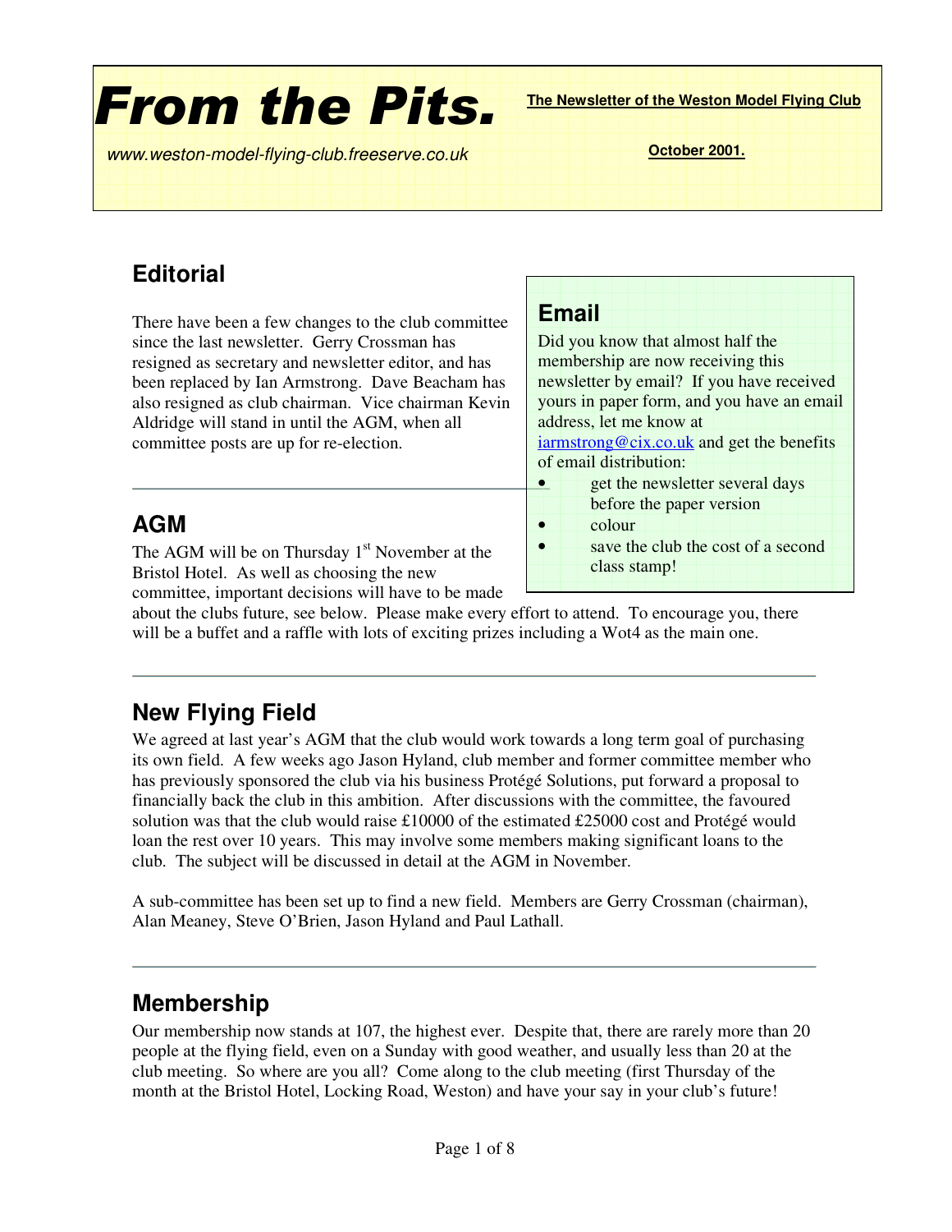# From the Pits.

**The Newsletter of the Weston Model Flying Club**

*www.weston-model-flying-club.freeserve.co.uk*

**October 2001.**

## Editorial

There have been a few changes to the club committee since the last newsletter. Gerry Crossman has resigned as secretary and newsletter editor, and has been replaced by Ian Armstrong. Dave Beacham has also resigned as club chairman. Vice chairman Kevin Aldridge will stand in until the AGM, when all committee posts are up for re-election.

## Email

Did you know that almost half the membership are now receiving this newsletter by email? If you have received yours in paper form, and you have an email address, let me know at iarmstrong@cix.co.uk and get the benefits of email distribution:

- get the newsletter several days before the paper version
- colour
- save the club the cost of a second class stamp!

## AGM

The AGM will be on Thursday 1st November at the Bristol Hotel. As well as choosing the new committee, important decisions will have to be made about the clubs future, see below. Please make every effort to attend. To encourage you, there will be a buffet and a raffle with lots of exciting prizes including a Wot4 as the main one.

## New Flying Field

We agreed at last year's AGM that the club would work towards a long term goal of purchasing its own field. A few weeks ago Jason Hyland, club member and former committee member who has previously sponsored the club via his business Protégé Solutions, put forward a proposal to financially back the club in this ambition. After discussions with the committee, the favoured solution was that the club would raise £10000 of the estimated £25000 cost and Protégé would loan the rest over 10 years. This may involve some members making significant loans to the club. The subject will be discussed in detail at the AGM in November.

A sub-committee has been set up to find a new field. Members are Gerry Crossman (chairman), Alan Meaney, Steve O'Brien, Jason Hyland and Paul Lathall.

## Membership

Our membership now stands at 107, the highest ever. Despite that, there are rarely more than 20 people at the flying field, even on a Sunday with good weather, and usually less than 20 at the club meeting. So where are you all? Come along to the club meeting (first Thursday of the month at the Bristol Hotel, Locking Road, Weston) and have your say in your club's future!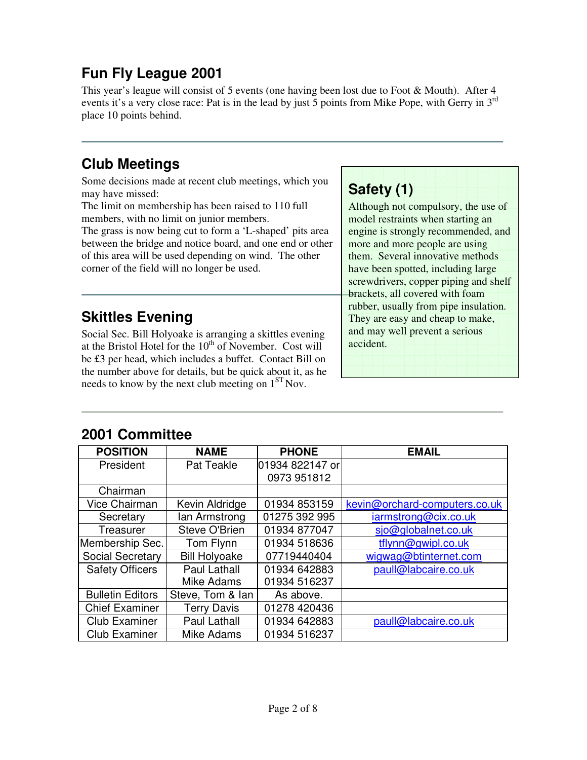## Fun Fly League 2001

This year's league will consist of 5 events (one having been lost due to Foot & Mouth). After 4 events it's a very close race: Pat is in the lead by just 5 points from Mike Pope, with Gerry in 3rd place 10 points behind.

## Club Meetings

Some decisions made at recent club meetings, which you may have missed:

The limit on membership has been raised to 110 full members, with no limit on junior members.

The grass is now being cut to form a 'L-shaped' pits area between the bridge and notice board, and one end or other of this area will be used depending on wind. The other corner of the field will no longer be used.

## Safety (1)

Although not compulsory, the use of model restraints when starting an engine is strongly recommended, and more and more people are using them. Several innovative methods have been spotted, including large screwdrivers, copper piping and shelf brackets, all covered with foam rubber, usually from pipe insulation. They are easy and cheap to make, and may well prevent a serious accident.

## Skittles Evening

Social Sec. Bill Holyoake is arranging a skittles evening at the Bristol Hotel for the 10th of November. Cost will be £3 per head, which includes a buffet. Contact Bill on the number above for details, but be quick about it, as he needs to know by the next club meeting on 1ST Nov.

## 2001 Committee

| POSITION | NAME | PHONE | EMAIL |
|---|---|---|---|
| President | Pat Teakle | 01934 822147 or 0973 951812 | |
| Chairman | | | |
| Vice Chairman | Kevin Aldridge | 01934 853159 | kevin@orchard-computers.co.uk |
| Secretary | Ian Armstrong | 01275 392 995 | iarmstrong@cix.co.uk |
| Treasurer | Steve O'Brien | 01934 877047 | sjo@globalnet.co.uk |
| Membership Sec. | Tom Flynn | 01934 518636 | tflynn@gwipl.co.uk |
| Social Secretary | Bill Holyoake | 07719440404 | wigwag@btinternet.com |
| Safety Officers | Paul Lathall<br>Mike Adams | 01934 642883<br>01934 516237 | paull@labcaire.co.uk |
| Bulletin Editors | Steve, Tom & Ian | As above. | |
| Chief Examiner | Terry Davis | 01278 420436 | |
| Club Examiner | Paul Lathall | 01934 642883 | paull@labcaire.co.uk |
| Club Examiner | Mike Adams | 01934 516237 | |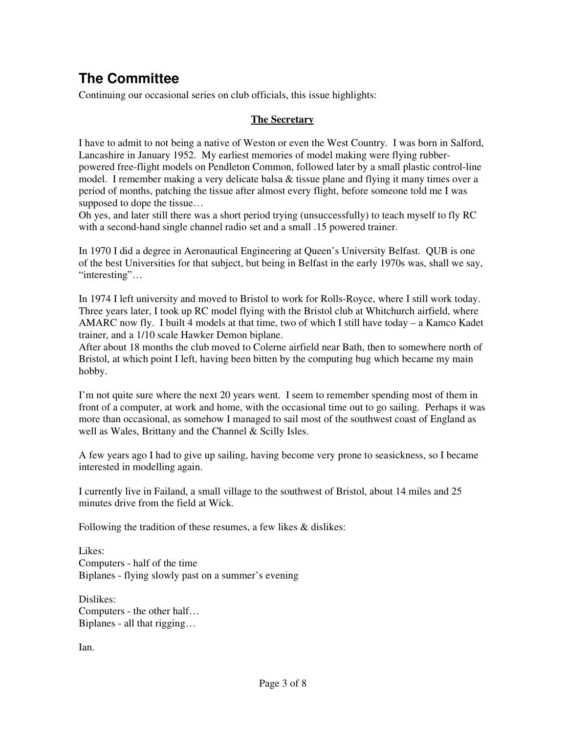# The Committee

Continuing our occasional series on club officials, this issue highlights:

## The Secretary

I have to admit to not being a native of Weston or even the West Country. I was born in Salford, Lancashire in January 1952. My earliest memories of model making were flying rubber-powered free-flight models on Pendleton Common, followed later by a small plastic control-line model. I remember making a very delicate balsa & tissue plane and flying it many times over a period of months, patching the tissue after almost every flight, before someone told me I was supposed to dope the tissue…

Oh yes, and later still there was a short period trying (unsuccessfully) to teach myself to fly RC with a second-hand single channel radio set and a small .15 powered trainer.

In 1970 I did a degree in Aeronautical Engineering at Queen's University Belfast. QUB is one of the best Universities for that subject, but being in Belfast in the early 1970s was, shall we say, "interesting"…

In 1974 I left university and moved to Bristol to work for Rolls-Royce, where I still work today. Three years later, I took up RC model flying with the Bristol club at Whitchurch airfield, where AMARC now fly. I built 4 models at that time, two of which I still have today – a Kamco Kadet trainer, and a 1/10 scale Hawker Demon biplane.

After about 18 months the club moved to Colerne airfield near Bath, then to somewhere north of Bristol, at which point I left, having been bitten by the computing bug which became my main hobby.

I'm not quite sure where the next 20 years went. I seem to remember spending most of them in front of a computer, at work and home, with the occasional time out to go sailing. Perhaps it was more than occasional, as somehow I managed to sail most of the southwest coast of England as well as Wales, Brittany and the Channel & Scilly Isles.

A few years ago I had to give up sailing, having become very prone to seasickness, so I became interested in modelling again.

I currently live in Failand, a small village to the southwest of Bristol, about 14 miles and 25 minutes drive from the field at Wick.

Following the tradition of these resumes, a few likes & dislikes:

Likes:
Computers - half of the time
Biplanes - flying slowly past on a summer's evening

Dislikes:
Computers - the other half…
Biplanes - all that rigging…

Ian.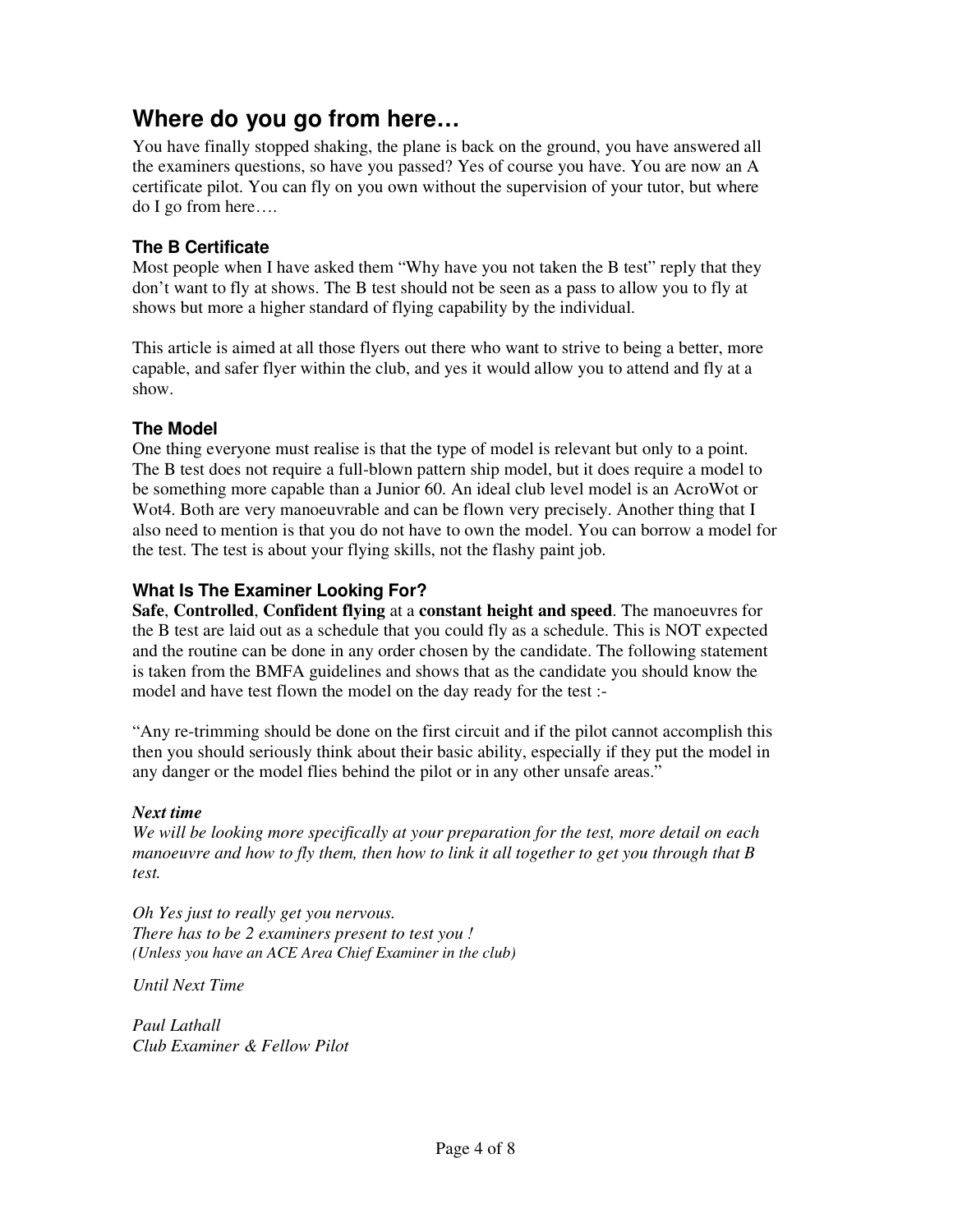# Where do you go from here…

You have finally stopped shaking, the plane is back on the ground, you have answered all the examiners questions, so have you passed? Yes of course you have. You are now an A certificate pilot. You can fly on you own without the supervision of your tutor, but where do I go from here….

### The B Certificate

Most people when I have asked them "Why have you not taken the B test" reply that they don't want to fly at shows. The B test should not be seen as a pass to allow you to fly at shows but more a higher standard of flying capability by the individual.

This article is aimed at all those flyers out there who want to strive to being a better, more capable, and safer flyer within the club, and yes it would allow you to attend and fly at a show.

### The Model

One thing everyone must realise is that the type of model is relevant but only to a point. The B test does not require a full-blown pattern ship model, but it does require a model to be something more capable than a Junior 60. An ideal club level model is an AcroWot or Wot4. Both are very manoeuvrable and can be flown very precisely. Another thing that I also need to mention is that you do not have to own the model. You can borrow a model for the test. The test is about your flying skills, not the flashy paint job.

### What Is The Examiner Looking For?

**Safe**, **Controlled**, **Confident flying** at a **constant height and speed**. The manoeuvres for the B test are laid out as a schedule that you could fly as a schedule. This is NOT expected and the routine can be done in any order chosen by the candidate. The following statement is taken from the BMFA guidelines and shows that as the candidate you should know the model and have test flown the model on the day ready for the test :-

"Any re-trimming should be done on the first circuit and if the pilot cannot accomplish this then you should seriously think about their basic ability, especially if they put the model in any danger or the model flies behind the pilot or in any other unsafe areas."

***Next time***

*We will be looking more specifically at your preparation for the test, more detail on each manoeuvre and how to fly them, then how to link it all together to get you through that B test.*

*Oh Yes just to really get you nervous.*
*There has to be 2 examiners present to test you !*
*(Unless you have an ACE Area Chief Examiner in the club)*

*Until Next Time*

*Paul Lathall*
*Club Examiner & Fellow Pilot*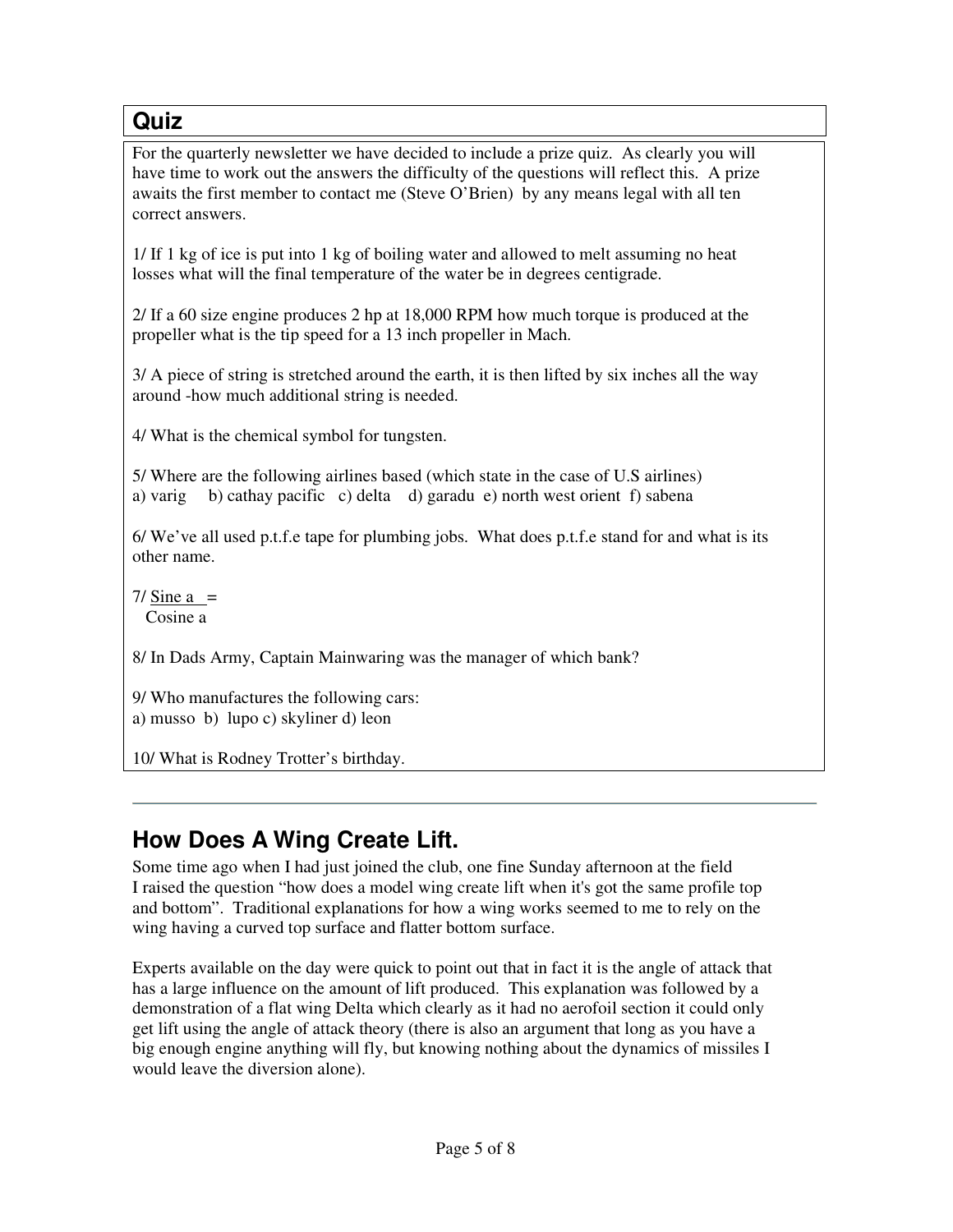## Quiz

For the quarterly newsletter we have decided to include a prize quiz. As clearly you will have time to work out the answers the difficulty of the questions will reflect this. A prize awaits the first member to contact me (Steve O'Brien) by any means legal with all ten correct answers.

1/ If 1 kg of ice is put into 1 kg of boiling water and allowed to melt assuming no heat losses what will the final temperature of the water be in degrees centigrade.

2/ If a 60 size engine produces 2 hp at 18,000 RPM how much torque is produced at the propeller what is the tip speed for a 13 inch propeller in Mach.

3/ A piece of string is stretched around the earth, it is then lifted by six inches all the way around -how much additional string is needed.

4/ What is the chemical symbol for tungsten.

5/ Where are the following airlines based (which state in the case of U.S airlines)
a) varig b) cathay pacific c) delta d) garadu e) north west orient f) sabena

6/ We've all used p.t.f.e tape for plumbing jobs. What does p.t.f.e stand for and what is its other name.

7/ $\frac{\text{Sine a}}{\text{Cosine a}} =$

8/ In Dads Army, Captain Mainwaring was the manager of which bank?

9/ Who manufactures the following cars:
a) musso b) lupo c) skyliner d) leon

10/ What is Rodney Trotter's birthday.

---

## How Does A Wing Create Lift.

Some time ago when I had just joined the club, one fine Sunday afternoon at the field I raised the question "how does a model wing create lift when it's got the same profile top and bottom". Traditional explanations for how a wing works seemed to me to rely on the wing having a curved top surface and flatter bottom surface.

Experts available on the day were quick to point out that in fact it is the angle of attack that has a large influence on the amount of lift produced. This explanation was followed by a demonstration of a flat wing Delta which clearly as it had no aerofoil section it could only get lift using the angle of attack theory (there is also an argument that long as you have a big enough engine anything will fly, but knowing nothing about the dynamics of missiles I would leave the diversion alone).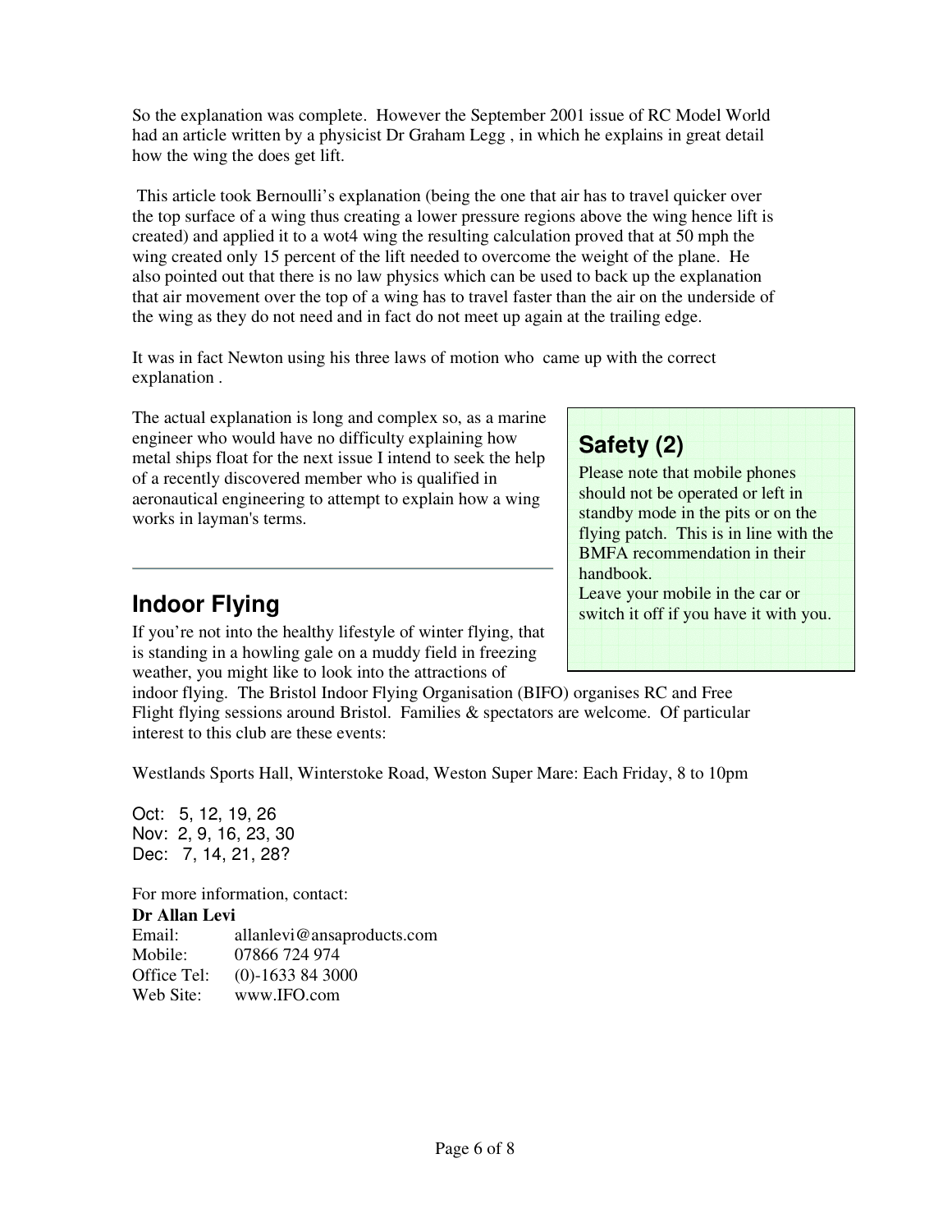So the explanation was complete. However the September 2001 issue of RC Model World had an article written by a physicist Dr Graham Legg , in which he explains in great detail how the wing the does get lift.

This article took Bernoulli's explanation (being the one that air has to travel quicker over the top surface of a wing thus creating a lower pressure regions above the wing hence lift is created) and applied it to a wot4 wing the resulting calculation proved that at 50 mph the wing created only 15 percent of the lift needed to overcome the weight of the plane. He also pointed out that there is no law physics which can be used to back up the explanation that air movement over the top of a wing has to travel faster than the air on the underside of the wing as they do not need and in fact do not meet up again at the trailing edge.

It was in fact Newton using his three laws of motion who came up with the correct explanation .

The actual explanation is long and complex so, as a marine engineer who would have no difficulty explaining how metal ships float for the next issue I intend to seek the help of a recently discovered member who is qualified in aeronautical engineering to attempt to explain how a wing works in layman's terms.

## Safety (2)

Please note that mobile phones should not be operated or left in standby mode in the pits or on the flying patch. This is in line with the BMFA recommendation in their handbook.
Leave your mobile in the car or switch it off if you have it with you.

---

## Indoor Flying

If you're not into the healthy lifestyle of winter flying, that is standing in a howling gale on a muddy field in freezing weather, you might like to look into the attractions of indoor flying. The Bristol Indoor Flying Organisation (BIFO) organises RC and Free Flight flying sessions around Bristol. Families & spectators are welcome. Of particular interest to this club are these events:

Westlands Sports Hall, Winterstoke Road, Weston Super Mare: Each Friday, 8 to 10pm

Oct: 5, 12, 19, 26
Nov: 2, 9, 16, 23, 30
Dec: 7, 14, 21, 28?

For more information, contact:
**Dr Allan Levi**
Email: allanlevi@ansaproducts.com
Mobile: 07866 724 974
Office Tel: (0)-1633 84 3000
Web Site: www.IFO.com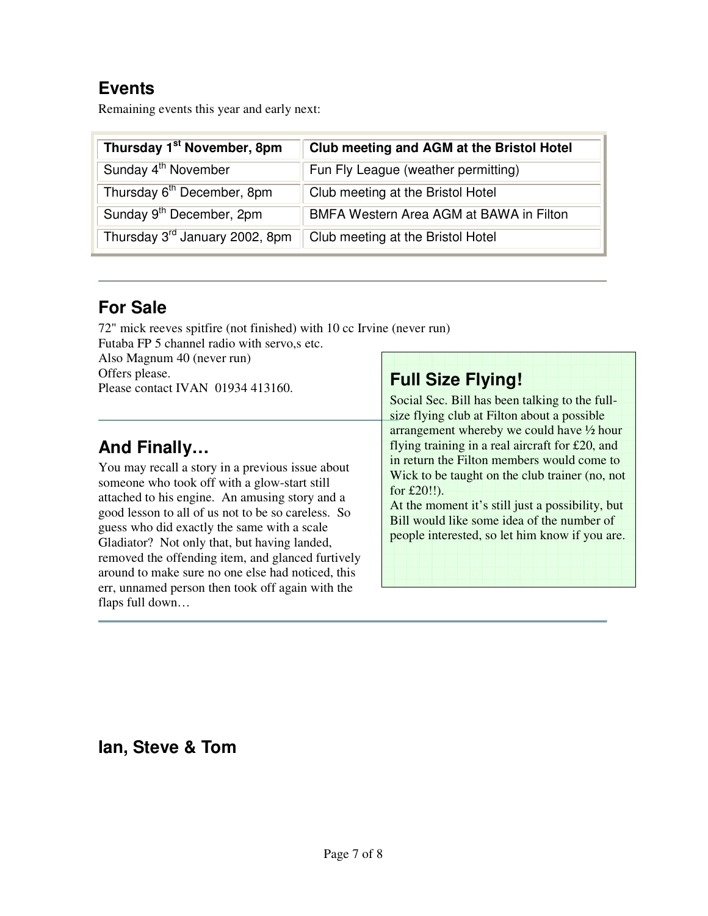## Events

Remaining events this year and early next:

| **Thursday 1st November, 8pm** | **Club meeting and AGM at the Bristol Hotel** |
|---|---|
| Sunday 4th November | Fun Fly League (weather permitting) |
| Thursday 6th December, 8pm | Club meeting at the Bristol Hotel |
| Sunday 9th December, 2pm | BMFA Western Area AGM at BAWA in Filton |
| Thursday 3rd January 2002, 8pm | Club meeting at the Bristol Hotel |

---

## For Sale

72" mick reeves spitfire (not finished) with 10 cc Irvine (never run)
Futaba FP 5 channel radio with servo,s etc.
Also Magnum 40 (never run)
Offers please.
Please contact IVAN 01934 413160.

---

## Full Size Flying!

Social Sec. Bill has been talking to the full-size flying club at Filton about a possible arrangement whereby we could have ½ hour flying training in a real aircraft for £20, and in return the Filton members would come to Wick to be taught on the club trainer (no, not for £20!!).

At the moment it's still just a possibility, but Bill would like some idea of the number of people interested, so let him know if you are.

## And Finally…

You may recall a story in a previous issue about someone who took off with a glow-start still attached to his engine. An amusing story and a good lesson to all of us not to be so careless. So guess who did exactly the same with a scale Gladiator? Not only that, but having landed, removed the offending item, and glanced furtively around to make sure no one else had noticed, this err, unnamed person then took off again with the flaps full down…

---

## Ian, Steve & Tom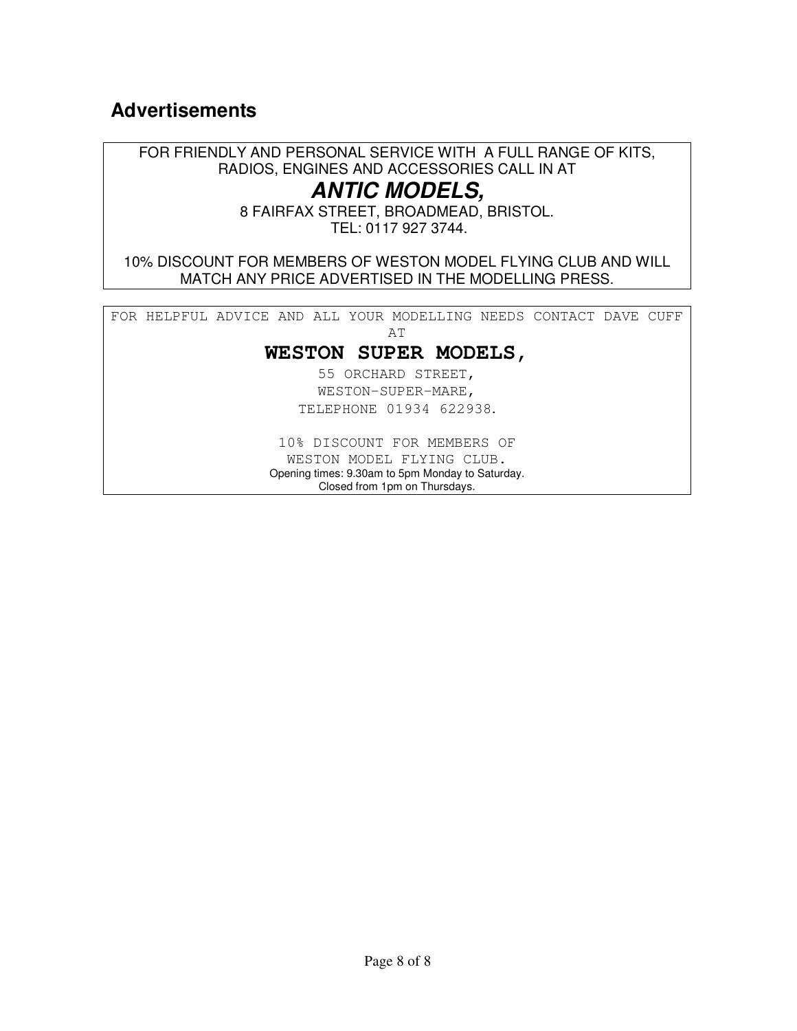## Advertisements

FOR FRIENDLY AND PERSONAL SERVICE WITH A FULL RANGE OF KITS, RADIOS, ENGINES AND ACCESSORIES CALL IN AT

***ANTIC MODELS,***

8 FAIRFAX STREET, BROADMEAD, BRISTOL.
TEL: 0117 927 3744.

10% DISCOUNT FOR MEMBERS OF WESTON MODEL FLYING CLUB AND WILL MATCH ANY PRICE ADVERTISED IN THE MODELLING PRESS.

---

FOR HELPFUL ADVICE AND ALL YOUR MODELLING NEEDS CONTACT DAVE CUFF AT

**WESTON SUPER MODELS,**

55 ORCHARD STREET,
WESTON-SUPER-MARE,
TELEPHONE 01934 622938.

10% DISCOUNT FOR MEMBERS OF WESTON MODEL FLYING CLUB.
Opening times: 9.30am to 5pm Monday to Saturday.
Closed from 1pm on Thursdays.